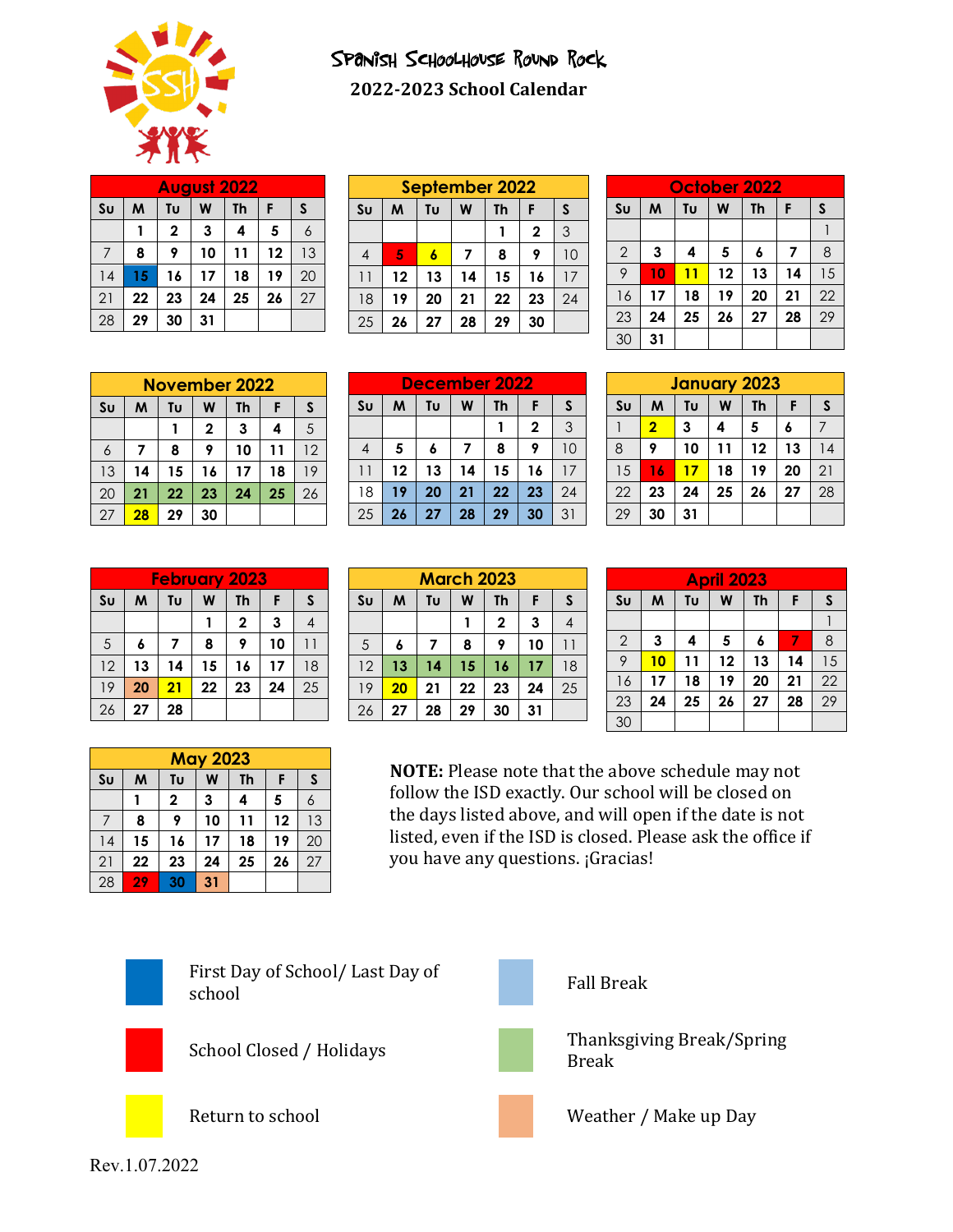# Spanish Schoolhouse Round Rock

## 2022-2023 School Calendar

### August 2022

| Su | M | Tu | W | Th | F | S |
|---|---|---|---|---|---|---|
| | 1 | 2 | 3 | 4 | 5 | 6 |
| 7 | 8 | 9 | 10 | 11 | 12 | 13 |
| 14 | 15 | 16 | 17 | 18 | 19 | 20 |
| 21 | 22 | 23 | 24 | 25 | 26 | 27 |
| 28 | 29 | 30 | 31 | | | |

### September 2022

| Su | M | Tu | W | Th | F | S |
|---|---|---|---|---|---|---|
| | | | | 1 | 2 | 3 |
| 4 | 5 | 6 | 7 | 8 | 9 | 10 |
| 11 | 12 | 13 | 14 | 15 | 16 | 17 |
| 18 | 19 | 20 | 21 | 22 | 23 | 24 |
| 25 | 26 | 27 | 28 | 29 | 30 | |

### October 2022

| Su | M | Tu | W | Th | F | S |
|---|---|---|---|---|---|---|
| | | | | | | 1 |
| 2 | 3 | 4 | 5 | 6 | 7 | 8 |
| 9 | 10 | 11 | 12 | 13 | 14 | 15 |
| 16 | 17 | 18 | 19 | 20 | 21 | 22 |
| 23 | 24 | 25 | 26 | 27 | 28 | 29 |
| 30 | 31 | | | | | |

### November 2022

| Su | M | Tu | W | Th | F | S |
|---|---|---|---|---|---|---|
| | | 1 | 2 | 3 | 4 | 5 |
| 6 | 7 | 8 | 9 | 10 | 11 | 12 |
| 13 | 14 | 15 | 16 | 17 | 18 | 19 |
| 20 | 21 | 22 | 23 | 24 | 25 | 26 |
| 27 | 28 | 29 | 30 | | | |

### December 2022

| Su | M | Tu | W | Th | F | S |
|---|---|---|---|---|---|---|
| | | | | 1 | 2 | 3 |
| 4 | 5 | 6 | 7 | 8 | 9 | 10 |
| 11 | 12 | 13 | 14 | 15 | 16 | 17 |
| 18 | 19 | 20 | 21 | 22 | 23 | 24 |
| 25 | 26 | 27 | 28 | 29 | 30 | 31 |

### January 2023

| Su | M | Tu | W | Th | F | S |
|---|---|---|---|---|---|---|
| 1 | 2 | 3 | 4 | 5 | 6 | 7 |
| 8 | 9 | 10 | 11 | 12 | 13 | 14 |
| 15 | 16 | 17 | 18 | 19 | 20 | 21 |
| 22 | 23 | 24 | 25 | 26 | 27 | 28 |
| 29 | 30 | 31 | | | | |

### February 2023

| Su | M | Tu | W | Th | F | S |
|---|---|---|---|---|---|---|
| | | | 1 | 2 | 3 | 4 |
| 5 | 6 | 7 | 8 | 9 | 10 | 11 |
| 12 | 13 | 14 | 15 | 16 | 17 | 18 |
| 19 | 20 | 21 | 22 | 23 | 24 | 25 |
| 26 | 27 | 28 | | | | |

### March 2023

| Su | M | Tu | W | Th | F | S |
|---|---|---|---|---|---|---|
| | | | 1 | 2 | 3 | 4 |
| 5 | 6 | 7 | 8 | 9 | 10 | 11 |
| 12 | 13 | 14 | 15 | 16 | 17 | 18 |
| 19 | 20 | 21 | 22 | 23 | 24 | 25 |
| 26 | 27 | 28 | 29 | 30 | 31 | |

### April 2023

| Su | M | Tu | W | Th | F | S |
|---|---|---|---|---|---|---|
| | | | | | | 1 |
| 2 | 3 | 4 | 5 | 6 | 7 | 8 |
| 9 | 10 | 11 | 12 | 13 | 14 | 15 |
| 16 | 17 | 18 | 19 | 20 | 21 | 22 |
| 23 | 24 | 25 | 26 | 27 | 28 | 29 |
| 30 | | | | | | |

### May 2023

| Su | M | Tu | W | Th | F | S |
|---|---|---|---|---|---|---|
| | 1 | 2 | 3 | 4 | 5 | 6 |
| 7 | 8 | 9 | 10 | 11 | 12 | 13 |
| 14 | 15 | 16 | 17 | 18 | 19 | 20 |
| 21 | 22 | 23 | 24 | 25 | 26 | 27 |
| 28 | 29 | 30 | 31 | | | |

**NOTE:** Please note that the above schedule may not follow the ISD exactly. Our school will be closed on the days listed above, and will open if the date is not listed, even if the ISD is closed. Please ask the office if you have any questions. ¡Gracias!

### Legend

- First Day of School/ Last Day of school: August 15, May 30
- School Closed / Holidays: September 5, October 10, January 16, April 7, May 29
- Return to school: September 6, October 11, November 28, January 2, January 17, February 21, March 20, April 10
- Fall Break: December 19–23, December 26–30
- Thanksgiving Break/Spring Break: November 21–25, March 13–17
- Weather / Make up Day: February 20, May 31

Rev.1.07.2022